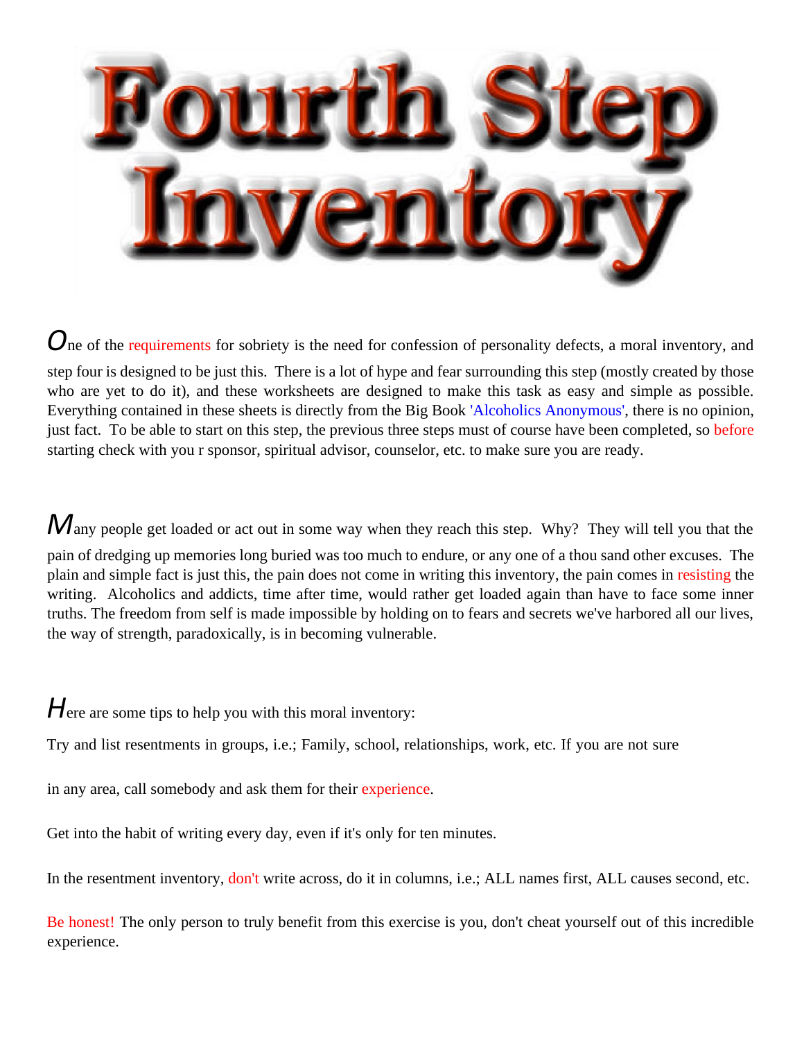# Fourth Step Inventory

One of the requirements for sobriety is the need for confession of personality defects, a moral inventory, and step four is designed to be just this. There is a lot of hype and fear surrounding this step (mostly created by those who are yet to do it), and these worksheets are designed to make this task as easy and simple as possible. Everything contained in these sheets is directly from the Big Book 'Alcoholics Anonymous', there is no opinion, just fact. To be able to start on this step, the previous three steps must of course have been completed, so before starting check with you r sponsor, spiritual advisor, counselor, etc. to make sure you are ready.

Many people get loaded or act out in some way when they reach this step. Why? They will tell you that the pain of dredging up memories long buried was too much to endure, or any one of a thou sand other excuses. The plain and simple fact is just this, the pain does not come in writing this inventory, the pain comes in resisting the writing. Alcoholics and addicts, time after time, would rather get loaded again than have to face some inner truths. The freedom from self is made impossible by holding on to fears and secrets we've harbored all our lives, the way of strength, paradoxically, is in becoming vulnerable.

Here are some tips to help you with this moral inventory:

Try and list resentments in groups, i.e.; Family, school, relationships, work, etc. If you are not sure

in any area, call somebody and ask them for their experience.

Get into the habit of writing every day, even if it's only for ten minutes.

In the resentment inventory, don't write across, do it in columns, i.e.; ALL names first, ALL causes second, etc.

Be honest! The only person to truly benefit from this exercise is you, don't cheat yourself out of this incredible experience.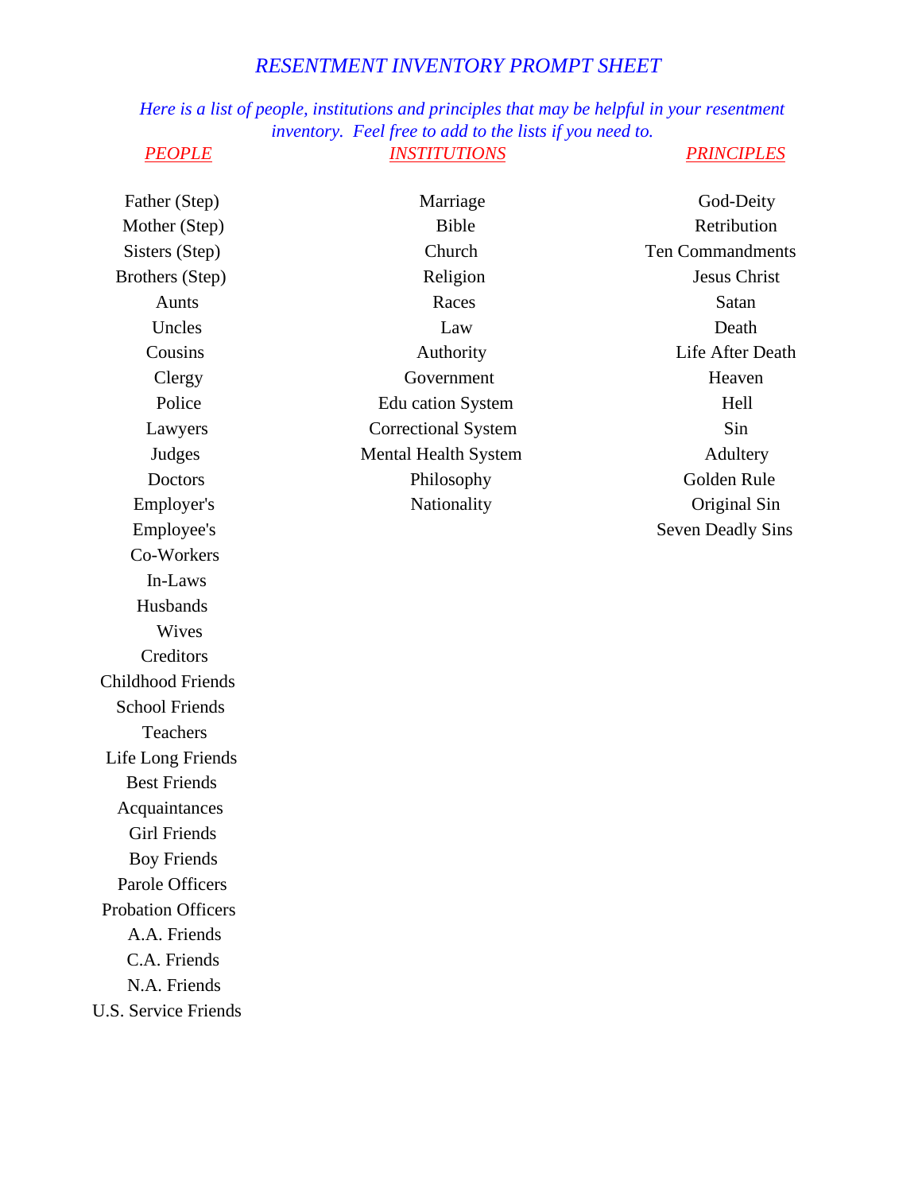# *RESENTMENT INVENTORY PROMPT SHEET*

*Here is a list of people, institutions and principles that may be helpful in your resentment inventory. Feel free to add to the lists if you need to.*

| *PEOPLE* | *INSTITUTIONS* | *PRINCIPLES* |
|---|---|---|
| Father (Step) | Marriage | God-Deity |
| Mother (Step) | Bible | Retribution |
| Sisters (Step) | Church | Ten Commandments |
| Brothers (Step) | Religion | Jesus Christ |
| Aunts | Races | Satan |
| Uncles | Law | Death |
| Cousins | Authority | Life After Death |
| Clergy | Government | Heaven |
| Police | Edu cation System | Hell |
| Lawyers | Correctional System | Sin |
| Judges | Mental Health System | Adultery |
| Doctors | Philosophy | Golden Rule |
| Employer's | Nationality | Original Sin |
| Employee's | | Seven Deadly Sins |
| Co-Workers | | |
| In-Laws | | |
| Husbands | | |
| Wives | | |
| Creditors | | |
| Childhood Friends | | |
| School Friends | | |
| Teachers | | |
| Life Long Friends | | |
| Best Friends | | |
| Acquaintances | | |
| Girl Friends | | |
| Boy Friends | | |
| Parole Officers | | |
| Probation Officers | | |
| A.A. Friends | | |
| C.A. Friends | | |
| N.A. Friends | | |
| U.S. Service Friends | | |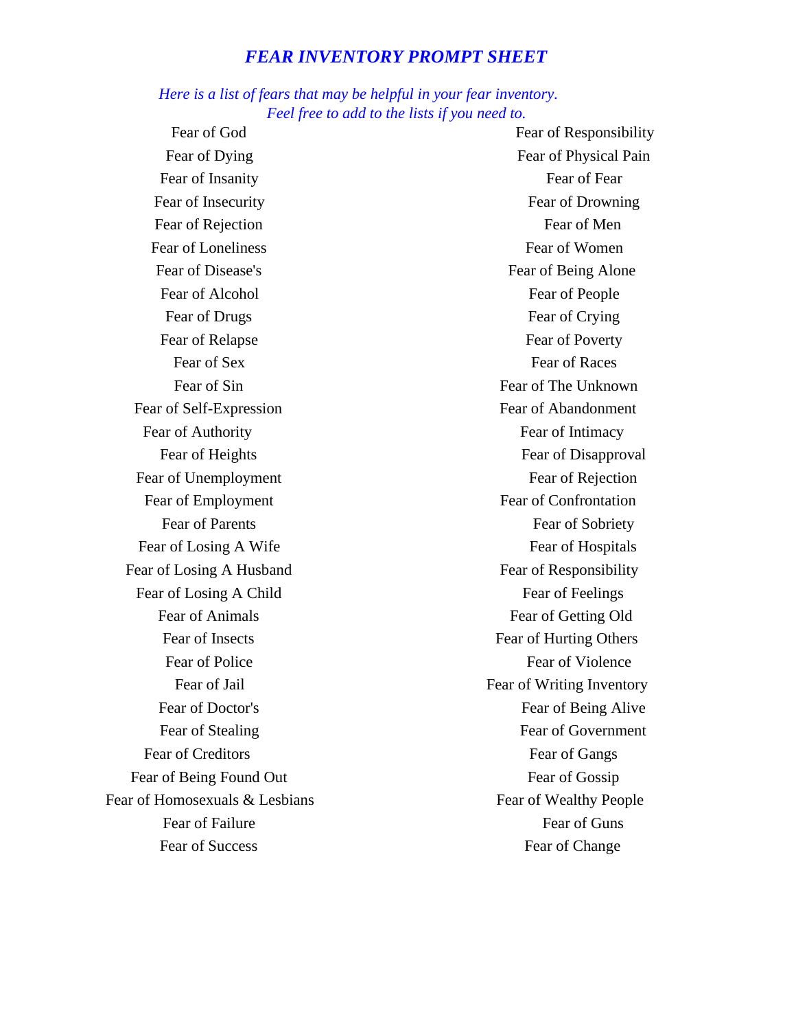## *FEAR INVENTORY PROMPT SHEET*

*Here is a list of fears that may be helpful in your fear inventory.*
*Feel free to add to the lists if you need to.*

Fear of God
Fear of Dying
Fear of Insanity
Fear of Insecurity
Fear of Rejection
Fear of Loneliness
Fear of Disease's
Fear of Alcohol
Fear of Drugs
Fear of Relapse
Fear of Sex
Fear of Sin
Fear of Self-Expression
Fear of Authority
Fear of Heights
Fear of Unemployment
Fear of Employment
Fear of Parents
Fear of Losing A Wife
Fear of Losing A Husband
Fear of Losing A Child
Fear of Animals
Fear of Insects
Fear of Police
Fear of Jail
Fear of Doctor's
Fear of Stealing
Fear of Creditors
Fear of Being Found Out
Fear of Homosexuals & Lesbians
Fear of Failure
Fear of Success

Fear of Responsibility
Fear of Physical Pain
Fear of Fear
Fear of Drowning
Fear of Men
Fear of Women
Fear of Being Alone
Fear of People
Fear of Crying
Fear of Poverty
Fear of Races
Fear of The Unknown
Fear of Abandonment
Fear of Intimacy
Fear of Disapproval
Fear of Rejection
Fear of Confrontation
Fear of Sobriety
Fear of Hospitals
Fear of Responsibility
Fear of Feelings
Fear of Getting Old
Fear of Hurting Others
Fear of Violence
Fear of Writing Inventory
Fear of Being Alive
Fear of Government
Fear of Gangs
Fear of Gossip
Fear of Wealthy People
Fear of Guns
Fear of Change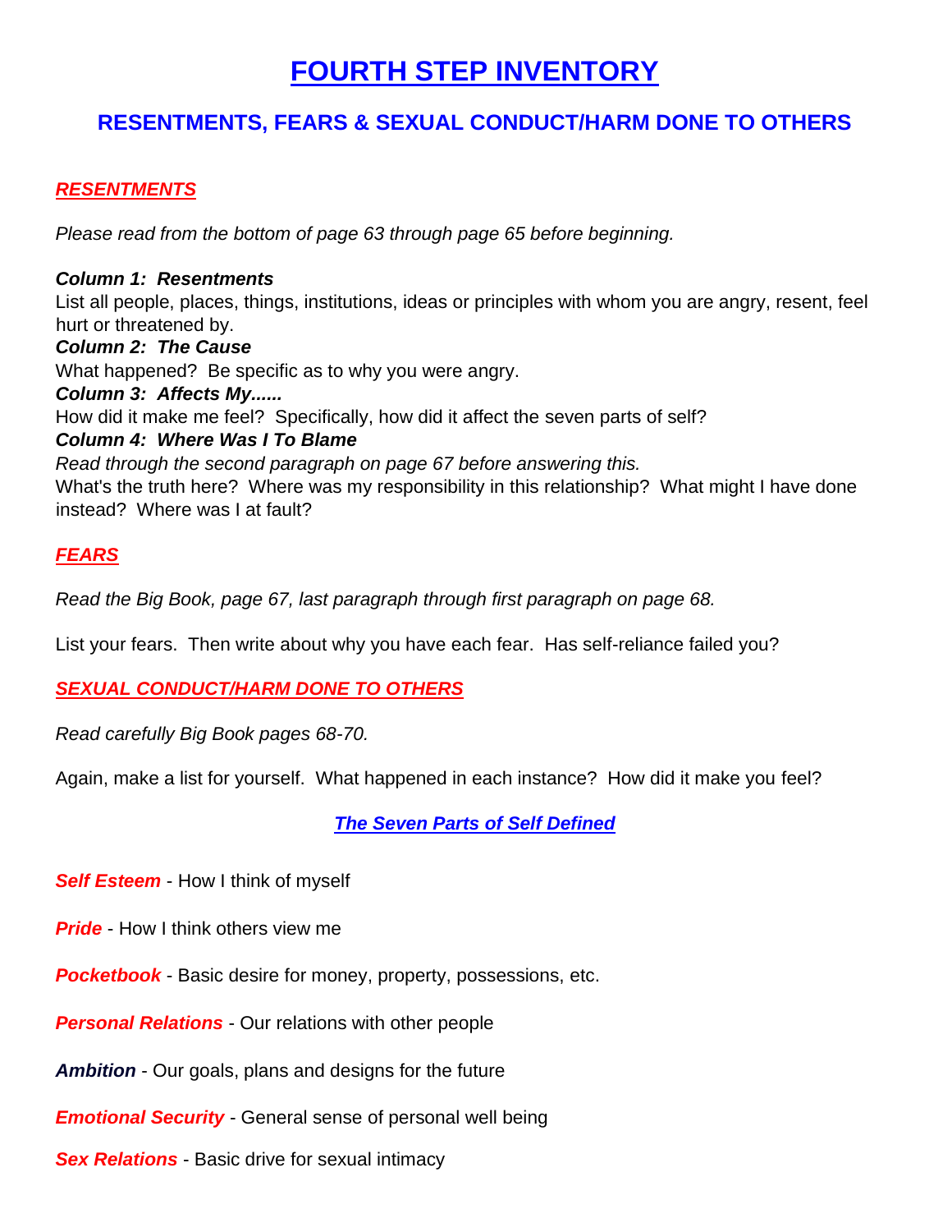# FOURTH STEP INVENTORY

## RESENTMENTS, FEARS & SEXUAL CONDUCT/HARM DONE TO OTHERS

### *RESENTMENTS*

*Please read from the bottom of page 63 through page 65 before beginning.*

***Column 1: Resentments***
List all people, places, things, institutions, ideas or principles with whom you are angry, resent, feel hurt or threatened by.
***Column 2: The Cause***
What happened? Be specific as to why you were angry.
***Column 3: Affects My......***
How did it make me feel? Specifically, how did it affect the seven parts of self?
***Column 4: Where Was I To Blame***
*Read through the second paragraph on page 67 before answering this.*
What's the truth here? Where was my responsibility in this relationship? What might I have done instead? Where was I at fault?

### *FEARS*

*Read the Big Book, page 67, last paragraph through first paragraph on page 68.*

List your fears. Then write about why you have each fear. Has self-reliance failed you?

### *SEXUAL CONDUCT/HARM DONE TO OTHERS*

*Read carefully Big Book pages 68-70.*

Again, make a list for yourself. What happened in each instance? How did it make you feel?

### *The Seven Parts of Self Defined*

***Self Esteem*** - How I think of myself

***Pride*** - How I think others view me

***Pocketbook*** - Basic desire for money, property, possessions, etc.

***Personal Relations*** - Our relations with other people

***Ambition*** - Our goals, plans and designs for the future

***Emotional Security*** - General sense of personal well being

***Sex Relations*** - Basic drive for sexual intimacy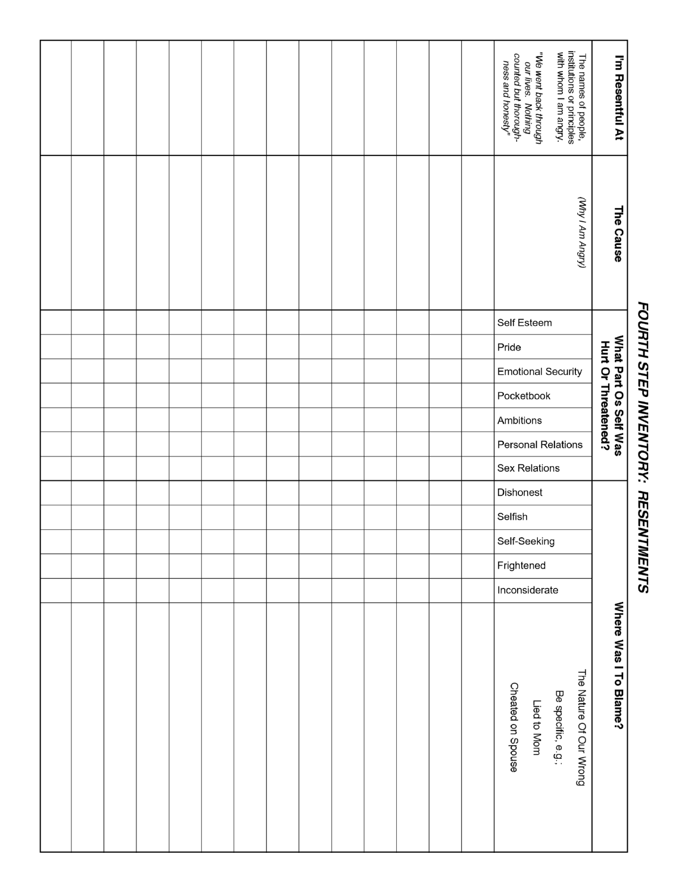# FOURTH STEP INVENTORY: RESENTMENTS

| I'm Resentful At | The Cause | What Part Os Self Was Hurt Or Threatened? | | | | | | | Where Was I To Blame? | | | | | |
|---|---|---|---|---|---|---|---|---|---|---|---|---|---|---|
| The names of people, institutions or principles with whom I am angry. *"We went back through our lives. Nothing counted but thoroughness and honesty"* | *(Why I Am Angry)* | Self Esteem | Pride | Emotional Security | Pocketbook | Ambitions | Personal Relations | Sex Relations | Dishonest | Selfish | Self-Seeking | Frightened | Inconsiderate | The Nature Of Our Wrong Be specific, e.g.; Lied to Mom Cheated on Spouse |
| | | | | | | | | | | | | | | |
| | | | | | | | | | | | | | | |
| | | | | | | | | | | | | | | |
| | | | | | | | | | | | | | | |
| | | | | | | | | | | | | | | |
| | | | | | | | | | | | | | | |
| | | | | | | | | | | | | | | |
| | | | | | | | | | | | | | | |
| | | | | | | | | | | | | | | |
| | | | | | | | | | | | | | | |
| | | | | | | | | | | | | | | |
| | | | | | | | | | | | | | | |
| | | | | | | | | | | | | | | |
| | | | | | | | | | | | | | | |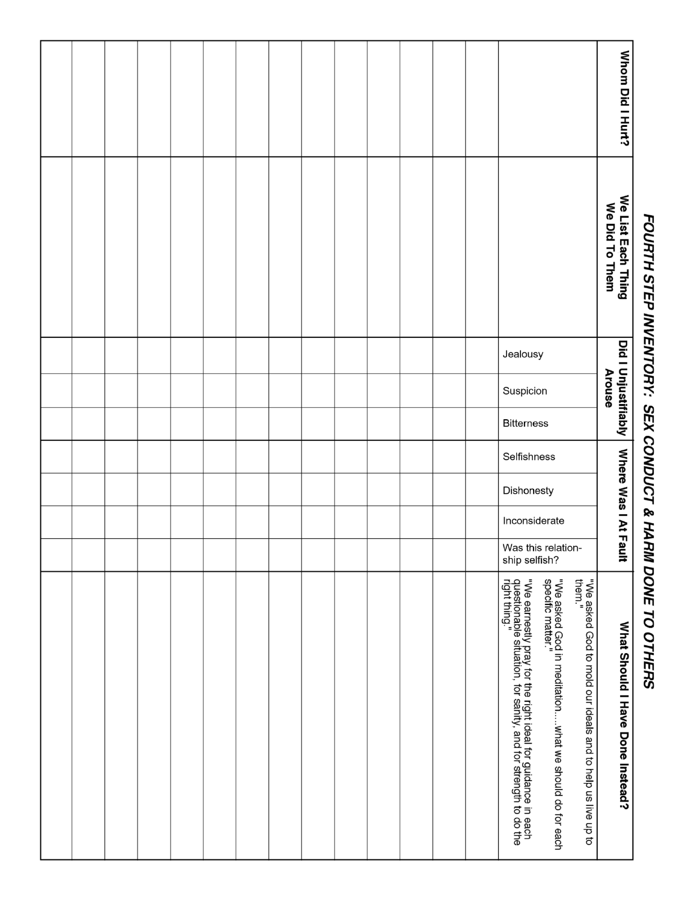# FOURTH STEP INVENTORY: SEX CONDUCT & HARM DONE TO OTHERS

| Whom Did I Hurt? | We List Each Thing We Did To Them | Did I Unjustifiably Arouse | | | Where Was I At Fault | | | | What Should I Have Done Instead? |
|---|---|---|---|---|---|---|---|---|---|
| | | Jealousy | Suspicion | Bitterness | Selfishness | Dishonesty | Inconsiderate | Was this relation-ship selfish? | "We asked God to mold our ideals and to help us live up to them." "We asked God in meditation.....what we should do for each specific matter." "We earnestly pray for the right ideal for guidance in each questionable situation, for sanity, and for strength to do the right thing." |
| | | | | | | | | | |
| | | | | | | | | | |
| | | | | | | | | | |
| | | | | | | | | | |
| | | | | | | | | | |
| | | | | | | | | | |
| | | | | | | | | | |
| | | | | | | | | | |
| | | | | | | | | | |
| | | | | | | | | | |
| | | | | | | | | | |
| | | | | | | | | | |
| | | | | | | | | | |
| | | | | | | | | | |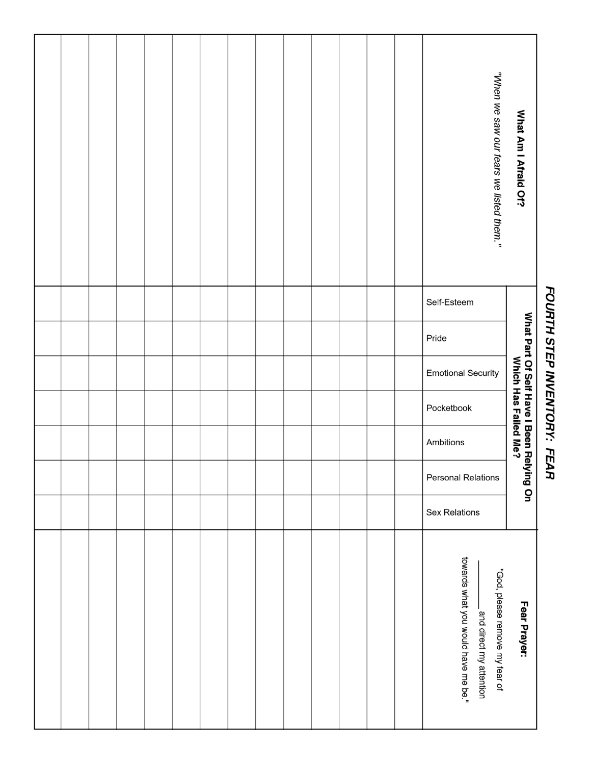# FOURTH STEP INVENTORY: FEAR

| What Am I Afraid Of?<br>*"When we saw our fears we listed them."* | What Part Of Self Have I Been Relying On Which Has Failed Me?<br>Self-Esteem | <br>Pride | <br>Emotional Security | <br>Pocketbook | <br>Ambitions | <br>Personal Relations | <br>Sex Relations | **Fear Prayer:**<br>"God, please remove my fear of ________ and direct my attention towards what you would have me be." |
|---|---|---|---|---|---|---|---|---|
| | | | | | | | | |
| | | | | | | | | |
| | | | | | | | | |
| | | | | | | | | |
| | | | | | | | | |
| | | | | | | | | |
| | | | | | | | | |
| | | | | | | | | |
| | | | | | | | | |
| | | | | | | | | |
| | | | | | | | | |
| | | | | | | | | |
| | | | | | | | | |